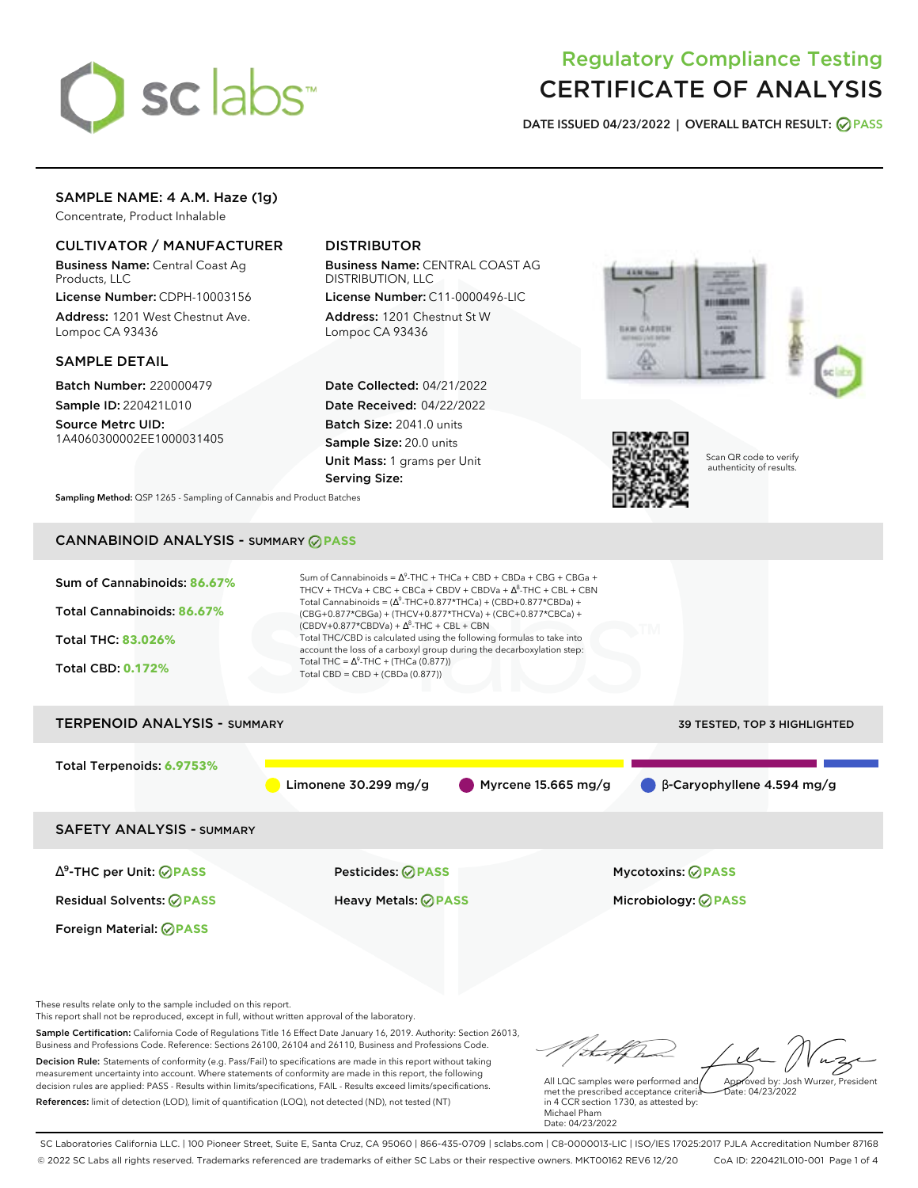# Regulatory Compliance Testing
# CERTIFICATE OF ANALYSIS

**DATE ISSUED 04/23/2022 | OVERALL BATCH RESULT: PASS**

## SAMPLE NAME: 4 A.M. Haze (1g)

Concentrate, Product Inhalable

### CULTIVATOR / MANUFACTURER

**Business Name:** Central Coast Ag Products, LLC

**License Number:** CDPH-10003156

**Address:** 1201 West Chestnut Ave. Lompoc CA 93436

### DISTRIBUTOR

**Business Name:** CENTRAL COAST AG DISTRIBUTION, LLC

**License Number:** C11-0000496-LIC

**Address:** 1201 Chestnut St W Lompoc CA 93436

### SAMPLE DETAIL

**Batch Number:** 220000479

**Sample ID:** 220421L010

**Source Metrc UID:** 1A4060300002EE1000031405

**Date Collected:** 04/21/2022

**Date Received:** 04/22/2022

**Batch Size:** 2041.0 units

**Sample Size:** 20.0 units

**Unit Mass:** 1 grams per Unit

**Serving Size:**

Scan QR code to verify authenticity of results.

**Sampling Method:** QSP 1265 - Sampling of Cannabis and Product Batches

## CANNABINOID ANALYSIS - SUMMARY PASS

**Sum of Cannabinoids:** 86.67%

**Total Cannabinoids:** 86.67%

**Total THC:** 83.026%

**Total CBD:** 0.172%

Sum of Cannabinoids = $\Delta^9$-THC + THCa + CBD + CBDa + CBG + CBGa + THCV + THCVa + CBC + CBCa + CBDV + CBDVa + $\Delta^8$-THC + CBL + CBN

Total Cannabinoids = ($\Delta^9$-THC+0.877*THCa) + (CBD+0.877*CBDa) + (CBG+0.877*CBGa) + (THCV+0.877*THCVa) + (CBC+0.877*CBCa) + (CBDV+0.877*CBDVa) + $\Delta^8$-THC + CBL + CBN

Total THC/CBD is calculated using the following formulas to take into account the loss of a carboxyl group during the decarboxylation step:

Total THC = $\Delta^9$-THC + (THCa (0.877))

Total CBD = CBD + (CBDa (0.877))

## TERPENOID ANALYSIS - SUMMARY

39 TESTED, TOP 3 HIGHLIGHTED

**Total Terpenoids:** 6.9753%

Limonene 30.299 mg/g | Myrcene 15.665 mg/g | β-Caryophyllene 4.594 mg/g

## SAFETY ANALYSIS - SUMMARY

| | | |
|---|---|---|
| $\Delta^9$-THC per Unit: PASS | Pesticides: PASS | Mycotoxins: PASS |
| Residual Solvents: PASS | Heavy Metals: PASS | Microbiology: PASS |
| Foreign Material: PASS | | |

These results relate only to the sample included on this report.
This report shall not be reproduced, except in full, without written approval of the laboratory.

**Sample Certification:** California Code of Regulations Title 16 Effect Date January 16, 2019. Authority: Section 26013, Business and Professions Code. Reference: Sections 26100, 26104 and 26110, Business and Professions Code.

**Decision Rule:** Statements of conformity (e.g. Pass/Fail) to specifications are made in this report without taking measurement uncertainty into account. Where statements of conformity are made in this report, the following decision rules are applied: PASS - Results within limits/specifications, FAIL - Results exceed limits/specifications.

**References:** limit of detection (LOD), limit of quantification (LOQ), not detected (ND), not tested (NT)

All LQC samples were performed and met the prescribed acceptance criteria in 4 CCR section 1730, as attested by: Michael Pham
Date: 04/23/2022

Approved by: Josh Wurzer, President
Date: 04/23/2022

SC Laboratories California LLC. | 100 Pioneer Street, Suite E, Santa Cruz, CA 95060 | 866-435-0709 | sclabs.com | C8-0000013-LIC | ISO/IES 17025:2017 PJLA Accreditation Number 87168
© 2022 SC Labs all rights reserved. Trademarks referenced are trademarks of either SC Labs or their respective owners. MKT00162 REV6 12/20 CoA ID: 220421L010-001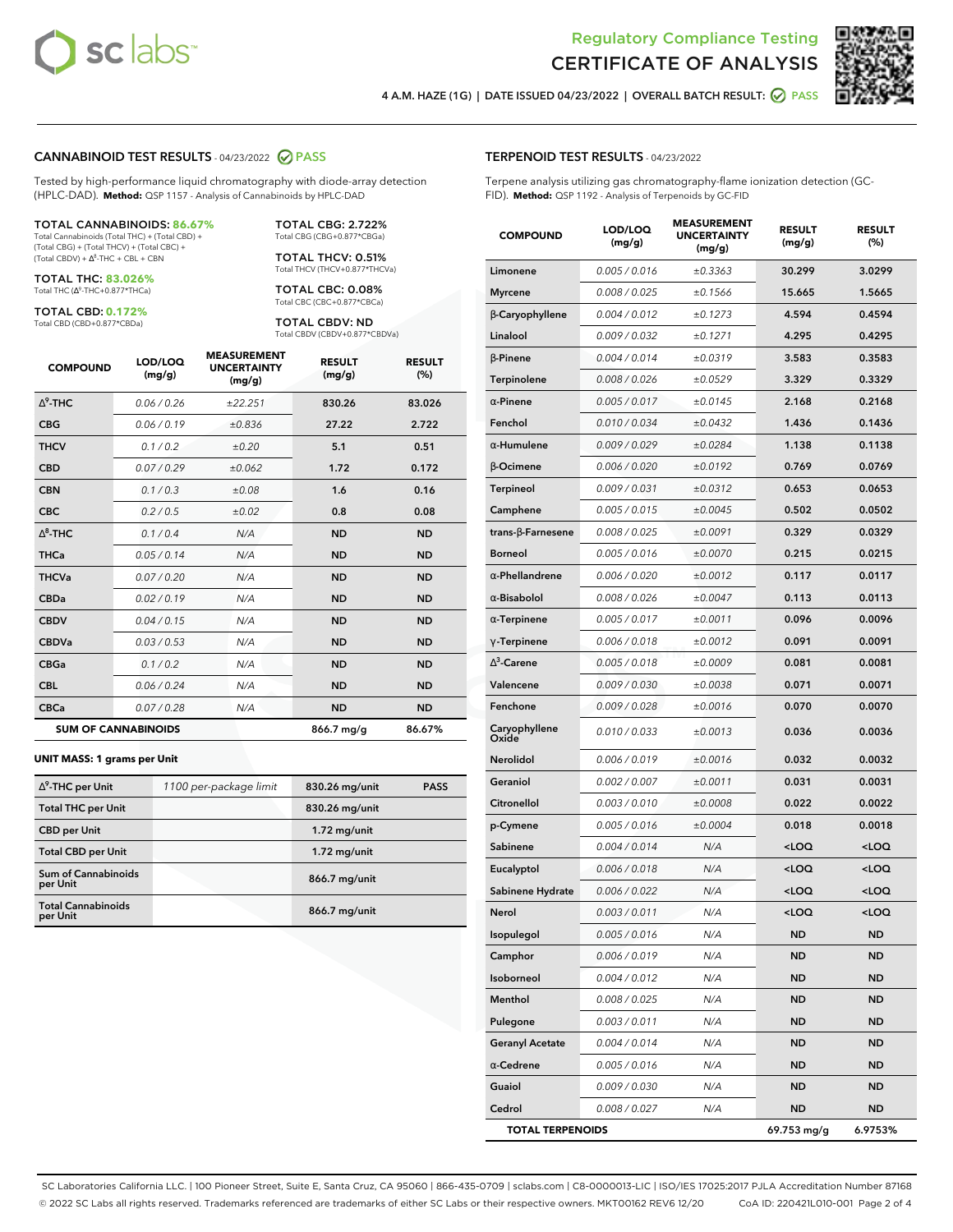Regulatory Compliance Testing

# CERTIFICATE OF ANALYSIS

4 A.M. HAZE (1G) | DATE ISSUED 04/23/2022 | OVERALL BATCH RESULT: PASS

## CANNABINOID TEST RESULTS - 04/23/2022 PASS

Tested by high-performance liquid chromatography with diode-array detection (HPLC-DAD). **Method:** QSP 1157 - Analysis of Cannabinoids by HPLC-DAD

**TOTAL CANNABINOIDS: 86.67%**
Total Cannabinoids (Total THC) + (Total CBD) + (Total CBG) + (Total THCV) + (Total CBC) + (Total CBDV) + $\Delta^8$-THC + CBL + CBN

**TOTAL THC: 83.026%**
Total THC ($\Delta^9$-THC+0.877*THCa)

**TOTAL CBD: 0.172%**
Total CBD (CBD+0.877*CBDa)

**TOTAL CBG: 2.722%**
Total CBG (CBG+0.877*CBGa)

**TOTAL THCV: 0.51%**
Total THCV (THCV+0.877*THCVa)

**TOTAL CBC: 0.08%**
Total CBC (CBC+0.877*CBCa)

**TOTAL CBDV: ND**
Total CBDV (CBDV+0.877*CBDVa)

| COMPOUND | LOD/LOQ (mg/g) | MEASUREMENT UNCERTAINTY (mg/g) | RESULT (mg/g) | RESULT (%) |
|---|---|---|---|---|
| $\Delta^9$-THC | 0.06 / 0.26 | ±22.251 | 830.26 | 83.026 |
| CBG | 0.06 / 0.19 | ±0.836 | 27.22 | 2.722 |
| THCV | 0.1 / 0.2 | ±0.20 | 5.1 | 0.51 |
| CBD | 0.07 / 0.29 | ±0.062 | 1.72 | 0.172 |
| CBN | 0.1 / 0.3 | ±0.08 | 1.6 | 0.16 |
| CBC | 0.2 / 0.5 | ±0.02 | 0.8 | 0.08 |
| $\Delta^8$-THC | 0.1 / 0.4 | N/A | ND | ND |
| THCa | 0.05 / 0.14 | N/A | ND | ND |
| THCVa | 0.07 / 0.20 | N/A | ND | ND |
| CBDa | 0.02 / 0.19 | N/A | ND | ND |
| CBDV | 0.04 / 0.15 | N/A | ND | ND |
| CBDVa | 0.03 / 0.53 | N/A | ND | ND |
| CBGa | 0.1 / 0.2 | N/A | ND | ND |
| CBL | 0.06 / 0.24 | N/A | ND | ND |
| CBCa | 0.07 / 0.28 | N/A | ND | ND |
| **SUM OF CANNABINOIDS** | | | 866.7 mg/g | 86.67% |

**UNIT MASS: 1 grams per Unit**

| | | | |
|---|---|---|---|
| $\Delta^9$-THC per Unit | 1100 per-package limit | 830.26 mg/unit | PASS |
| Total THC per Unit | | 830.26 mg/unit | |
| CBD per Unit | | 1.72 mg/unit | |
| Total CBD per Unit | | 1.72 mg/unit | |
| Sum of Cannabinoids per Unit | | 866.7 mg/unit | |
| Total Cannabinoids per Unit | | 866.7 mg/unit | |

## TERPENOID TEST RESULTS - 04/23/2022

Terpene analysis utilizing gas chromatography-flame ionization detection (GC-FID). **Method:** QSP 1192 - Analysis of Terpenoids by GC-FID

| COMPOUND | LOD/LOQ (mg/g) | MEASUREMENT UNCERTAINTY (mg/g) | RESULT (mg/g) | RESULT (%) |
|---|---|---|---|---|
| Limonene | 0.005 / 0.016 | ±0.3363 | 30.299 | 3.0299 |
| Myrcene | 0.008 / 0.025 | ±0.1566 | 15.665 | 1.5665 |
| β-Caryophyllene | 0.004 / 0.012 | ±0.1273 | 4.594 | 0.4594 |
| Linalool | 0.009 / 0.032 | ±0.1271 | 4.295 | 0.4295 |
| β-Pinene | 0.004 / 0.014 | ±0.0319 | 3.583 | 0.3583 |
| Terpinolene | 0.008 / 0.026 | ±0.0529 | 3.329 | 0.3329 |
| α-Pinene | 0.005 / 0.017 | ±0.0145 | 2.168 | 0.2168 |
| Fenchol | 0.010 / 0.034 | ±0.0432 | 1.436 | 0.1436 |
| α-Humulene | 0.009 / 0.029 | ±0.0284 | 1.138 | 0.1138 |
| β-Ocimene | 0.006 / 0.020 | ±0.0192 | 0.769 | 0.0769 |
| Terpineol | 0.009 / 0.031 | ±0.0312 | 0.653 | 0.0653 |
| Camphene | 0.005 / 0.015 | ±0.0045 | 0.502 | 0.0502 |
| trans-β-Farnesene | 0.008 / 0.025 | ±0.0091 | 0.329 | 0.0329 |
| Borneol | 0.005 / 0.016 | ±0.0070 | 0.215 | 0.0215 |
| α-Phellandrene | 0.006 / 0.020 | ±0.0012 | 0.117 | 0.0117 |
| α-Bisabolol | 0.008 / 0.026 | ±0.0047 | 0.113 | 0.0113 |
| α-Terpinene | 0.005 / 0.017 | ±0.0011 | 0.096 | 0.0096 |
| γ-Terpinene | 0.006 / 0.018 | ±0.0012 | 0.091 | 0.0091 |
| $\Delta^3$-Carene | 0.005 / 0.018 | ±0.0009 | 0.081 | 0.0081 |
| Valencene | 0.009 / 0.030 | ±0.0038 | 0.071 | 0.0071 |
| Fenchone | 0.009 / 0.028 | ±0.0016 | 0.070 | 0.0070 |
| Caryophyllene Oxide | 0.010 / 0.033 | ±0.0013 | 0.036 | 0.0036 |
| Nerolidol | 0.006 / 0.019 | ±0.0016 | 0.032 | 0.0032 |
| Geraniol | 0.002 / 0.007 | ±0.0011 | 0.031 | 0.0031 |
| Citronellol | 0.003 / 0.010 | ±0.0008 | 0.022 | 0.0022 |
| p-Cymene | 0.005 / 0.016 | ±0.0004 | 0.018 | 0.0018 |
| Sabinene | 0.004 / 0.014 | N/A | <LOQ | <LOQ |
| Eucalyptol | 0.006 / 0.018 | N/A | <LOQ | <LOQ |
| Sabinene Hydrate | 0.006 / 0.022 | N/A | <LOQ | <LOQ |
| Nerol | 0.003 / 0.011 | N/A | <LOQ | <LOQ |
| Isopulegol | 0.005 / 0.016 | N/A | ND | ND |
| Camphor | 0.006 / 0.019 | N/A | ND | ND |
| Isoborneol | 0.004 / 0.012 | N/A | ND | ND |
| Menthol | 0.008 / 0.025 | N/A | ND | ND |
| Pulegone | 0.003 / 0.011 | N/A | ND | ND |
| Geranyl Acetate | 0.004 / 0.014 | N/A | ND | ND |
| α-Cedrene | 0.005 / 0.016 | N/A | ND | ND |
| Guaiol | 0.009 / 0.030 | N/A | ND | ND |
| Cedrol | 0.008 / 0.027 | N/A | ND | ND |
| **TOTAL TERPENOIDS** | | | 69.753 mg/g | 6.9753% |

SC Laboratories California LLC. | 100 Pioneer Street, Suite E, Santa Cruz, CA 95060 | 866-435-0709 | sclabs.com | C8-0000013-LIC | ISO/IES 17025:2017 PJLA Accreditation Number 87168
© 2022 SC Labs all rights reserved. Trademarks referenced are trademarks of either SC Labs or their respective owners. MKT00162 REV6 12/20 CoA ID: 220421L010-001